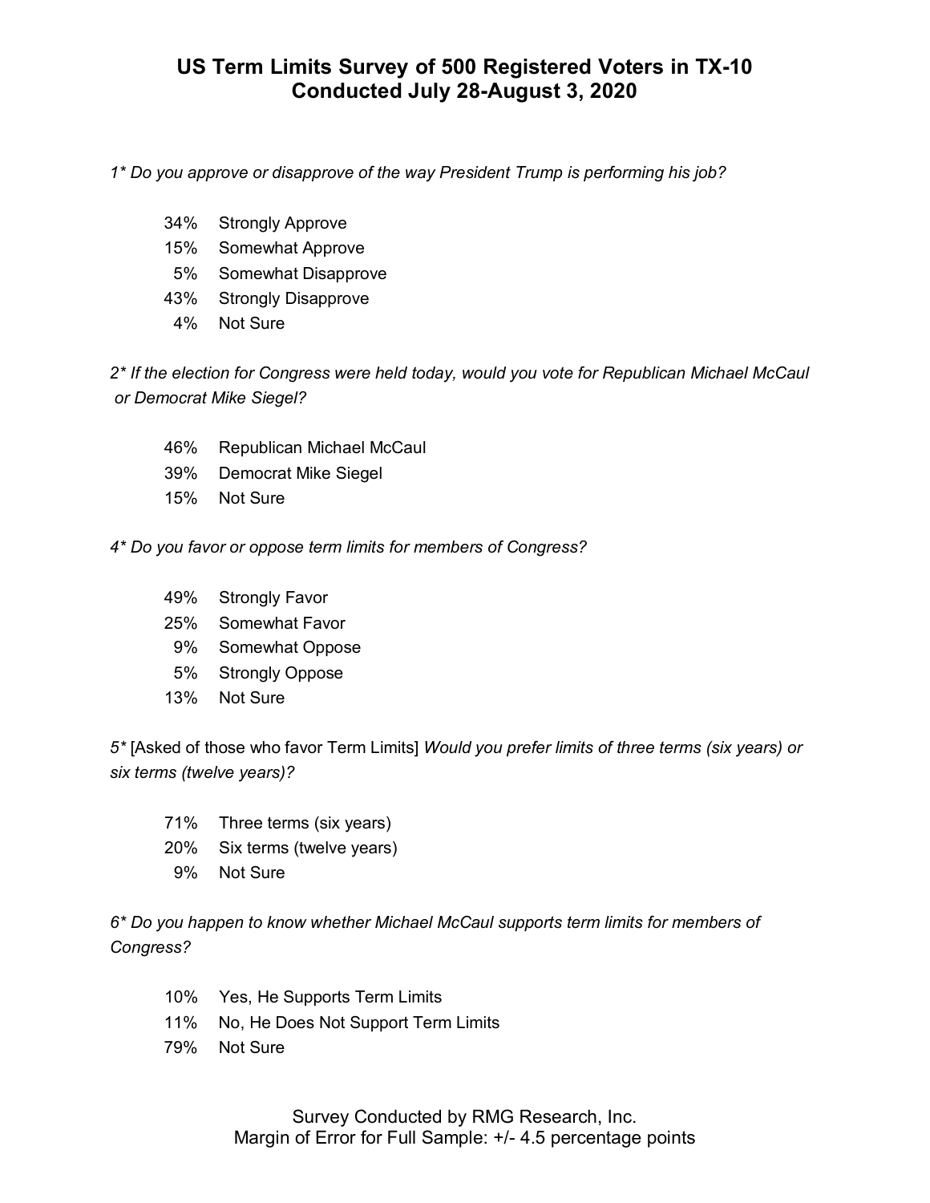# US Term Limits Survey of 500 Registered Voters in TX-10
# Conducted July 28-August 3, 2020

*1* Do you approve or disapprove of the way President Trump is performing his job?*

| | |
|---|---|
| 34% | Strongly Approve |
| 15% | Somewhat Approve |
| 5% | Somewhat Disapprove |
| 43% | Strongly Disapprove |
| 4% | Not Sure |

*2* If the election for Congress were held today, would you vote for Republican Michael McCaul or Democrat Mike Siegel?*

| | |
|---|---|
| 46% | Republican Michael McCaul |
| 39% | Democrat Mike Siegel |
| 15% | Not Sure |

*4* Do you favor or oppose term limits for members of Congress?*

| | |
|---|---|
| 49% | Strongly Favor |
| 25% | Somewhat Favor |
| 9% | Somewhat Oppose |
| 5% | Strongly Oppose |
| 13% | Not Sure |

5* [Asked of those who favor Term Limits] *Would you prefer limits of three terms (six years) or six terms (twelve years)?*

| | |
|---|---|
| 71% | Three terms (six years) |
| 20% | Six terms (twelve years) |
| 9% | Not Sure |

*6* Do you happen to know whether Michael McCaul supports term limits for members of Congress?*

| | |
|---|---|
| 10% | Yes, He Supports Term Limits |
| 11% | No, He Does Not Support Term Limits |
| 79% | Not Sure |

Survey Conducted by RMG Research, Inc.
Margin of Error for Full Sample: +/- 4.5 percentage points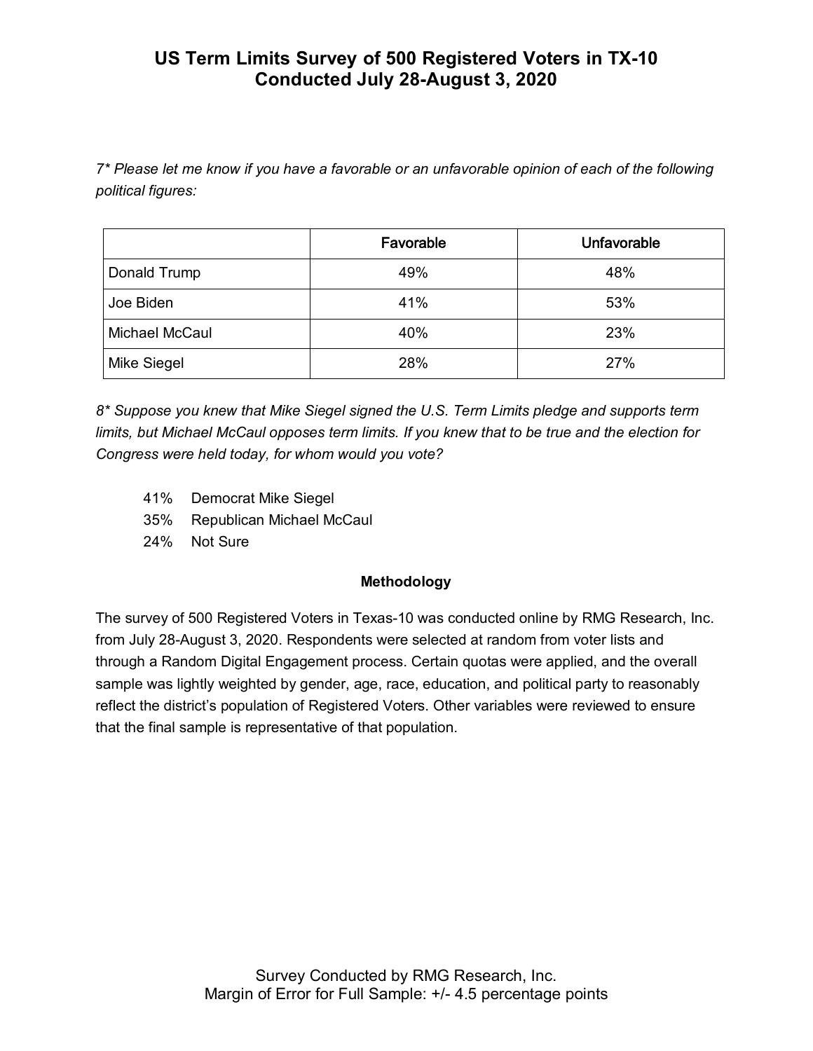# US Term Limits Survey of 500 Registered Voters in TX-10
# Conducted July 28-August 3, 2020

*7\* Please let me know if you have a favorable or an unfavorable opinion of each of the following political figures:*

| | Favorable | Unfavorable |
|---|---|---|
| Donald Trump | 49% | 48% |
| Joe Biden | 41% | 53% |
| Michael McCaul | 40% | 23% |
| Mike Siegel | 28% | 27% |

*8\* Suppose you knew that Mike Siegel signed the U.S. Term Limits pledge and supports term limits, but Michael McCaul opposes term limits. If you knew that to be true and the election for Congress were held today, for whom would you vote?*

- 41% Democrat Mike Siegel
- 35% Republican Michael McCaul
- 24% Not Sure

**Methodology**

The survey of 500 Registered Voters in Texas-10 was conducted online by RMG Research, Inc. from July 28-August 3, 2020. Respondents were selected at random from voter lists and through a Random Digital Engagement process. Certain quotas were applied, and the overall sample was lightly weighted by gender, age, race, education, and political party to reasonably reflect the district's population of Registered Voters. Other variables were reviewed to ensure that the final sample is representative of that population.

Survey Conducted by RMG Research, Inc.
Margin of Error for Full Sample: +/- 4.5 percentage points